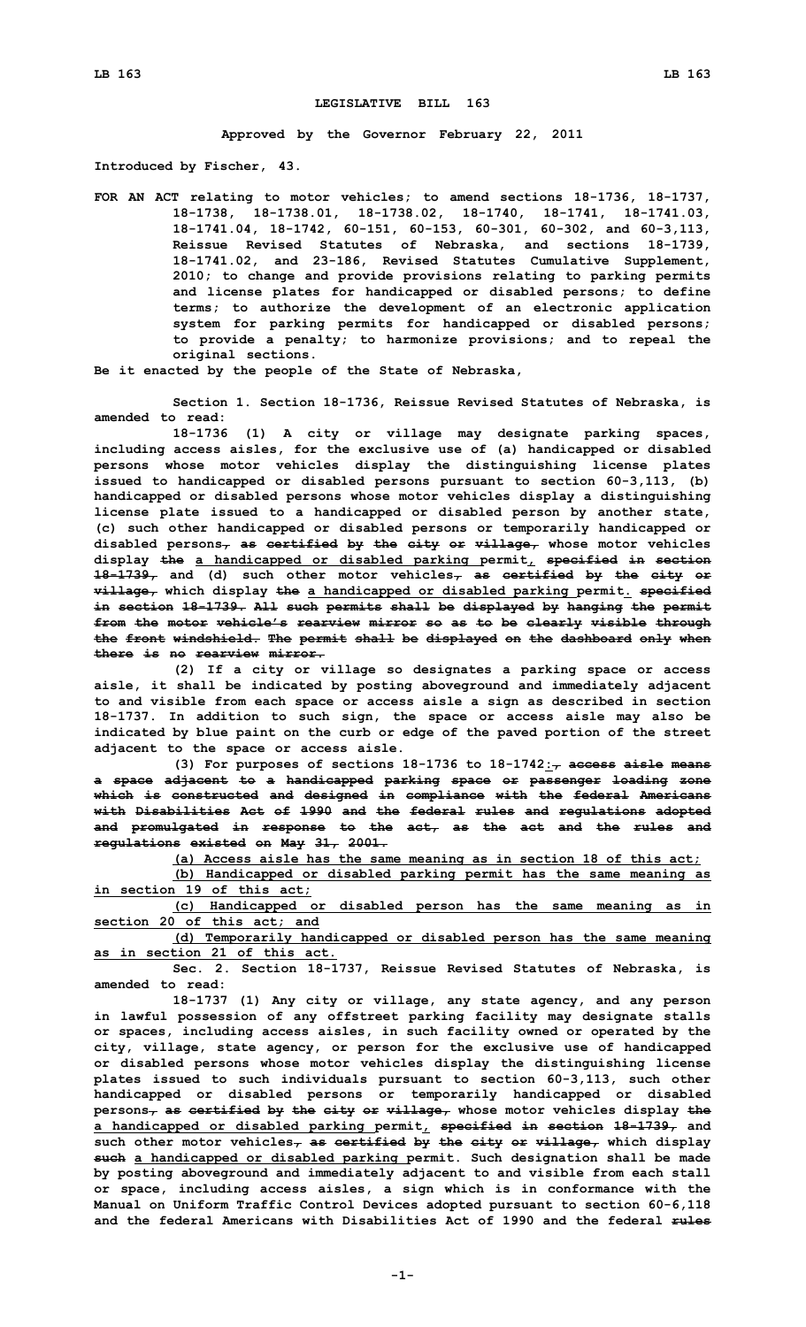# LEGISLATIVE BILL 163

**Approved by the Governor February 22, 2011**

**Introduced by Fischer, 43.**

FOR AN ACT relating to motor vehicles; to amend sections 18-1736, 18-1737, 18-1738, 18-1738.01, 18-1738.02, 18-1740, 18-1741, 18-1741.03, 18-1741.04, 18-1742, 60-151, 60-153, 60-301, 60-302, and 60-3,113, Reissue Revised Statutes of Nebraska, and sections 18-1739, 18-1741.02, and 23-186, Revised Statutes Cumulative Supplement, 2010; to change and provide provisions relating to parking permits and license plates for handicapped or disabled persons; to define terms; to authorize the development of an electronic application system for parking permits for handicapped or disabled persons; to provide a penalty; to harmonize provisions; and to repeal the original sections.

Be it enacted by the people of the State of Nebraska,

Section 1. Section 18-1736, Reissue Revised Statutes of Nebraska, is amended to read:

18-1736 (1) A city or village may designate parking spaces, including access aisles, for the exclusive use of (a) handicapped or disabled persons whose motor vehicles display the distinguishing license plates issued to handicapped or disabled persons pursuant to section 60-3,113, (b) handicapped or disabled persons whose motor vehicles display a distinguishing license plate issued to a handicapped or disabled person by another state, (c) such other handicapped or disabled persons or temporarily handicapped or disabled persons~~, as certified by the city or village,~~ whose motor vehicles display ~~the~~ <u>a handicapped or disabled parking</u> permit<u>,</u> ~~specified in section 18-1739,~~ and (d) such other motor vehicles~~, as certified by the city or village,~~ which display ~~the~~ <u>a handicapped or disabled parking</u> permit<u>.</u> ~~specified in section 18-1739. All such permits shall be displayed by hanging the permit from the motor vehicle's rearview mirror so as to be clearly visible through the front windshield. The permit shall be displayed on the dashboard only when there is no rearview mirror.~~

(2) If a city or village so designates a parking space or access aisle, it shall be indicated by posting aboveground and immediately adjacent to and visible from each space or access aisle a sign as described in section 18-1737. In addition to such sign, the space or access aisle may also be indicated by blue paint on the curb or edge of the paved portion of the street adjacent to the space or access aisle.

(3) For purposes of sections 18-1736 to 18-1742<u>:</u>~~, access aisle means a space adjacent to a handicapped parking space or passenger loading zone which is constructed and designed in compliance with the federal Americans with Disabilities Act of 1990 and the federal rules and regulations adopted and promulgated in response to the act, as the act and the rules and regulations existed on May 31, 2001.~~

<u>(a) Access aisle has the same meaning as in section 18 of this act;</u>

<u>(b) Handicapped or disabled parking permit has the same meaning as in section 19 of this act;</u>

<u>(c) Handicapped or disabled person has the same meaning as in section 20 of this act; and</u>

<u>(d) Temporarily handicapped or disabled person has the same meaning as in section 21 of this act.</u>

Sec. 2. Section 18-1737, Reissue Revised Statutes of Nebraska, is amended to read:

18-1737 (1) Any city or village, any state agency, and any person in lawful possession of any offstreet parking facility may designate stalls or spaces, including access aisles, in such facility owned or operated by the city, village, state agency, or person for the exclusive use of handicapped or disabled persons whose motor vehicles display the distinguishing license plates issued to such individuals pursuant to section 60-3,113, such other handicapped or disabled persons or temporarily handicapped or disabled persons~~, as certified by the city or village,~~ whose motor vehicles display ~~the~~ <u>a handicapped or disabled parking</u> permit<u>,</u> ~~specified in section 18-1739,~~ and such other motor vehicles~~, as certified by the city or village,~~ which display ~~such~~ <u>a handicapped or disabled parking</u> permit. Such designation shall be made by posting aboveground and immediately adjacent to and visible from each stall or space, including access aisles, a sign which is in conformance with the Manual on Uniform Traffic Control Devices adopted pursuant to section 60-6,118 and the federal Americans with Disabilities Act of 1990 and the federal ~~rules~~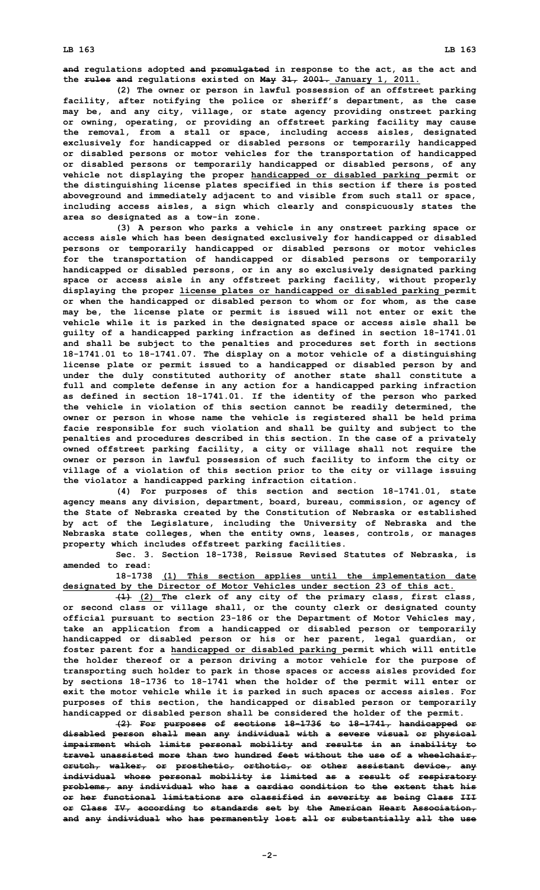~~and~~ regulations adopted ~~and promulgated~~ in response to the act, as the act and the ~~rules and~~ regulations existed on ~~May 31, 2001.~~ <u>January 1, 2011.</u>

(2) The owner or person in lawful possession of an offstreet parking facility, after notifying the police or sheriff's department, as the case may be, and any city, village, or state agency providing onstreet parking or owning, operating, or providing an offstreet parking facility may cause the removal, from a stall or space, including access aisles, designated exclusively for handicapped or disabled persons or temporarily handicapped or disabled persons or motor vehicles for the transportation of handicapped or disabled persons or temporarily handicapped or disabled persons, of any vehicle not displaying the proper <u>handicapped or disabled parking</u> permit or the distinguishing license plates specified in this section if there is posted aboveground and immediately adjacent to and visible from such stall or space, including access aisles, a sign which clearly and conspicuously states the area so designated as a tow-in zone.

(3) A person who parks a vehicle in any onstreet parking space or access aisle which has been designated exclusively for handicapped or disabled persons or temporarily handicapped or disabled persons or motor vehicles for the transportation of handicapped or disabled persons or temporarily handicapped or disabled persons, or in any so exclusively designated parking space or access aisle in any offstreet parking facility, without properly displaying the proper <u>license plates or handicapped or disabled parking</u> permit or when the handicapped or disabled person to whom or for whom, as the case may be, the license plate or permit is issued will not enter or exit the vehicle while it is parked in the designated space or access aisle shall be guilty of a handicapped parking infraction as defined in section 18-1741.01 and shall be subject to the penalties and procedures set forth in sections 18-1741.01 to 18-1741.07. The display on a motor vehicle of a distinguishing license plate or permit issued to a handicapped or disabled person by and under the duly constituted authority of another state shall constitute a full and complete defense in any action for a handicapped parking infraction as defined in section 18-1741.01. If the identity of the person who parked the vehicle in violation of this section cannot be readily determined, the owner or person in whose name the vehicle is registered shall be held prima facie responsible for such violation and shall be guilty and subject to the penalties and procedures described in this section. In the case of a privately owned offstreet parking facility, a city or village shall not require the owner or person in lawful possession of such facility to inform the city or village of a violation of this section prior to the city or village issuing the violator a handicapped parking infraction citation.

(4) For purposes of this section and section 18-1741.01, state agency means any division, department, board, bureau, commission, or agency of the State of Nebraska created by the Constitution of Nebraska or established by act of the Legislature, including the University of Nebraska and the Nebraska state colleges, when the entity owns, leases, controls, or manages property which includes offstreet parking facilities.

Sec. 3. Section 18-1738, Reissue Revised Statutes of Nebraska, is amended to read:

18-1738 <u>(1) This section applies until the implementation date designated by the Director of Motor Vehicles under section 23 of this act.</u>

~~(1)~~ <u>(2)</u> The clerk of any city of the primary class, first class, or second class or village shall, or the county clerk or designated county official pursuant to section 23-186 or the Department of Motor Vehicles may, take an application from a handicapped or disabled person or temporarily handicapped or disabled person or his or her parent, legal guardian, or foster parent for a <u>handicapped or disabled parking</u> permit which will entitle the holder thereof or a person driving a motor vehicle for the purpose of transporting such holder to park in those spaces or access aisles provided for by sections 18-1736 to 18-1741 when the holder of the permit will enter or exit the motor vehicle while it is parked in such spaces or access aisles. For purposes of this section, the handicapped or disabled person or temporarily handicapped or disabled person shall be considered the holder of the permit.

~~(2) For purposes of sections 18-1736 to 18-1741, handicapped or disabled person shall mean any individual with a severe visual or physical impairment which limits personal mobility and results in an inability to travel unassisted more than two hundred feet without the use of a wheelchair, crutch, walker, or prosthetic, orthotic, or other assistant device, any individual whose personal mobility is limited as a result of respiratory problems, any individual who has a cardiac condition to the extent that his or her functional limitations are classified in severity as being Class III or Class IV, according to standards set by the American Heart Association, and any individual who has permanently lost all or substantially all the use~~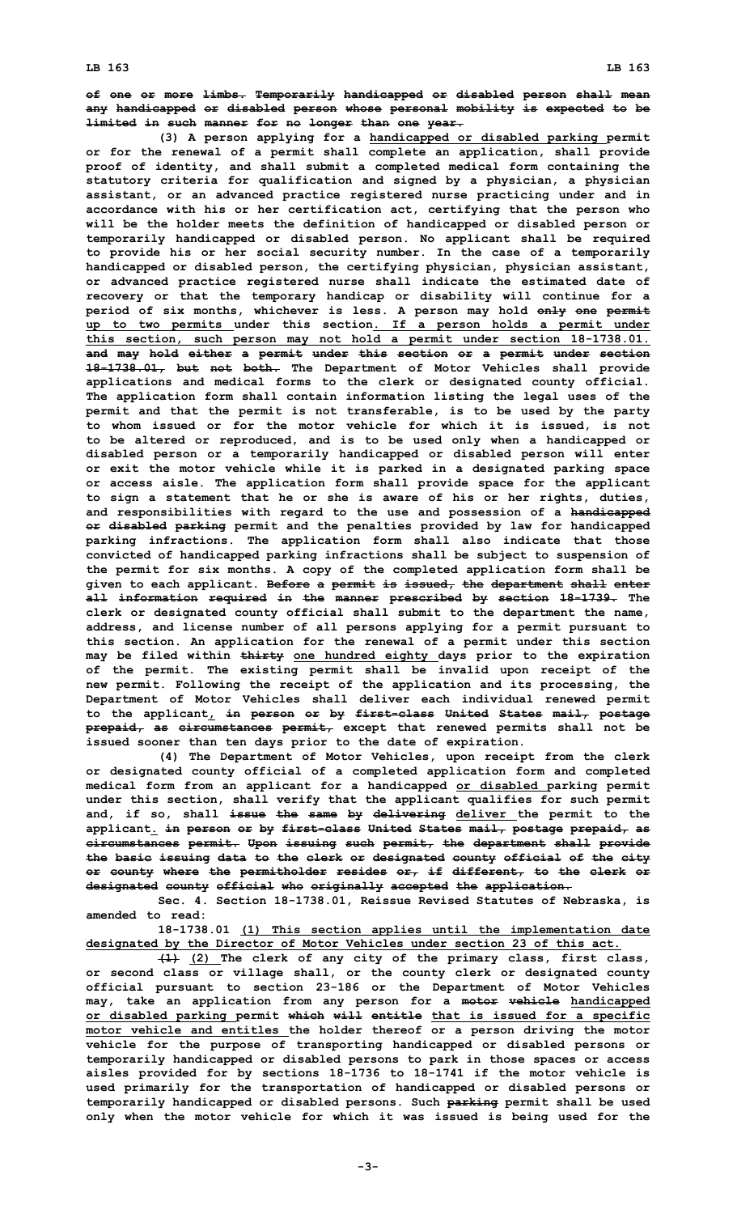of one or more limbs. Temporarily handicapped or disabled person shall mean any handicapped or disabled person whose personal mobility is expected to be limited in such manner for no longer than one year.

(3) A person applying for a handicapped or disabled parking permit or for the renewal of a permit shall complete an application, shall provide proof of identity, and shall submit a completed medical form containing the statutory criteria for qualification and signed by a physician, a physician assistant, or an advanced practice registered nurse practicing under and in accordance with his or her certification act, certifying that the person who will be the holder meets the definition of handicapped or disabled person or temporarily handicapped or disabled person. No applicant shall be required to provide his or her social security number. In the case of a temporarily handicapped or disabled person, the certifying physician, physician assistant, or advanced practice registered nurse shall indicate the estimated date of recovery or that the temporary handicap or disability will continue for a period of six months, whichever is less. A person may hold only one permit up to two permits under this section. If a person holds a permit under this section, such person may not hold a permit under section 18-1738.01. and may hold either a permit under this section or a permit under section 18-1738.01, but not both. The Department of Motor Vehicles shall provide applications and medical forms to the clerk or designated county official. The application form shall contain information listing the legal uses of the permit and that the permit is not transferable, is to be used by the party to whom issued or for the motor vehicle for which it is issued, is not to be altered or reproduced, and is to be used only when a handicapped or disabled person or a temporarily handicapped or disabled person will enter or exit the motor vehicle while it is parked in a designated parking space or access aisle. The application form shall provide space for the applicant to sign a statement that he or she is aware of his or her rights, duties, and responsibilities with regard to the use and possession of a handicapped or disabled parking permit and the penalties provided by law for handicapped parking infractions. The application form shall also indicate that those convicted of handicapped parking infractions shall be subject to suspension of the permit for six months. A copy of the completed application form shall be given to each applicant. Before a permit is issued, the department shall enter all information required in the manner prescribed by section 18-1739. The clerk or designated county official shall submit to the department the name, address, and license number of all persons applying for a permit pursuant to this section. An application for the renewal of a permit under this section may be filed within thirty one hundred eighty days prior to the expiration of the permit. The existing permit shall be invalid upon receipt of the new permit. Following the receipt of the application and its processing, the Department of Motor Vehicles shall deliver each individual renewed permit to the applicant, in person or by first-class United States mail, postage prepaid, as circumstances permit, except that renewed permits shall not be issued sooner than ten days prior to the date of expiration.

(4) The Department of Motor Vehicles, upon receipt from the clerk or designated county official of a completed application form and completed medical form from an applicant for a handicapped or disabled parking permit under this section, shall verify that the applicant qualifies for such permit and, if so, shall issue the same by delivering deliver the permit to the applicant. in person or by first-class United States mail, postage prepaid, as circumstances permit. Upon issuing such permit, the department shall provide the basic issuing data to the clerk or designated county official of the city or county where the permitholder resides or, if different, to the clerk or designated county official who originally accepted the application.

Sec. 4. Section 18-1738.01, Reissue Revised Statutes of Nebraska, is amended to read:

18-1738.01 (1) This section applies until the implementation date designated by the Director of Motor Vehicles under section 23 of this act.

(1) (2) The clerk of any city of the primary class, first class, or second class or village shall, or the county clerk or designated county official pursuant to section 23-186 or the Department of Motor Vehicles may, take an application from any person for a motor vehicle handicapped or disabled parking permit which will entitle that is issued for a specific motor vehicle and entitles the holder thereof or a person driving the motor vehicle for the purpose of transporting handicapped or disabled persons or temporarily handicapped or disabled persons to park in those spaces or access aisles provided for by sections 18-1736 to 18-1741 if the motor vehicle is used primarily for the transportation of handicapped or disabled persons or temporarily handicapped or disabled persons. Such parking permit shall be used only when the motor vehicle for which it was issued is being used for the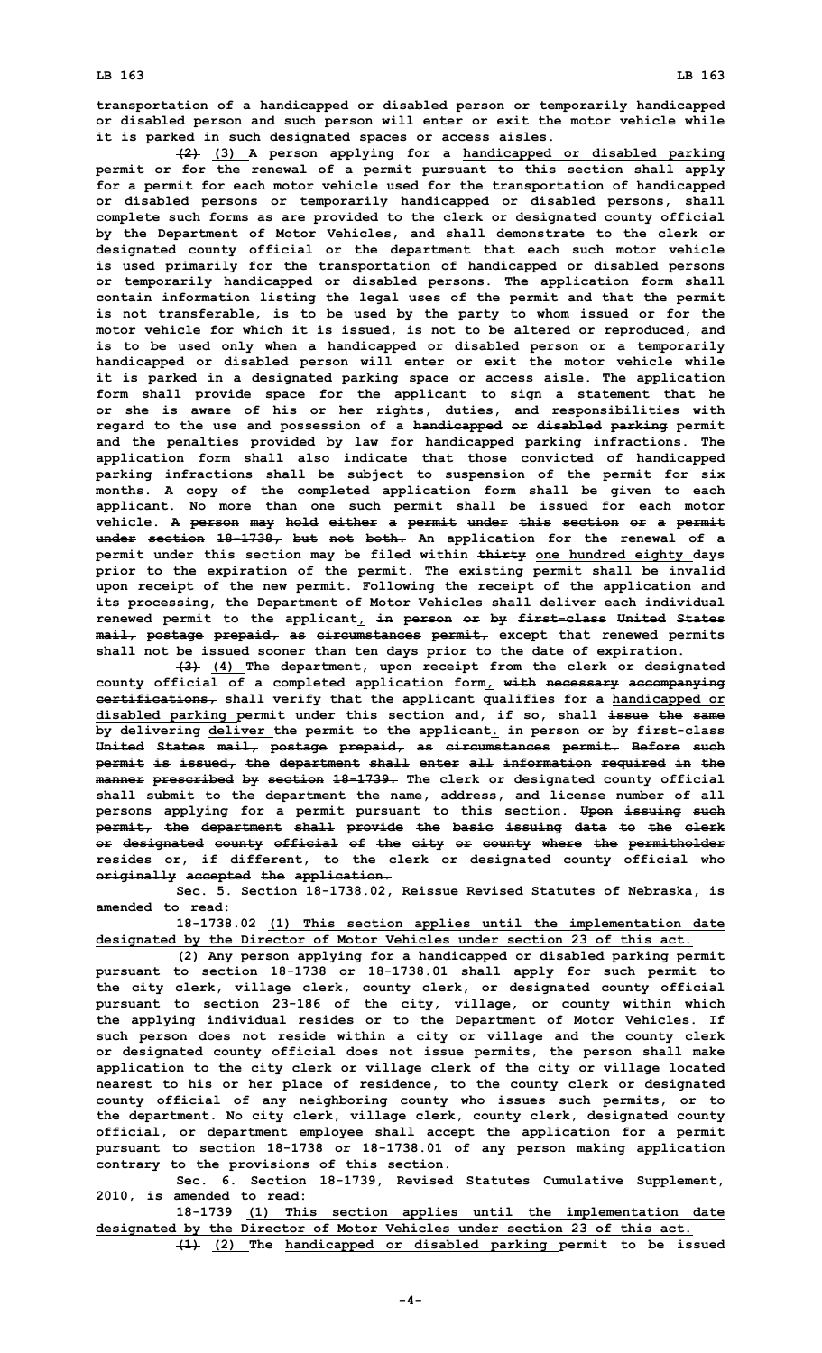transportation of a handicapped or disabled person or temporarily handicapped or disabled person and such person will enter or exit the motor vehicle while it is parked in such designated spaces or access aisles.

~~(2)~~ <u>(3)</u> A person applying for a <u>handicapped or disabled parking</u> permit or for the renewal of a permit pursuant to this section shall apply for a permit for each motor vehicle used for the transportation of handicapped or disabled persons or temporarily handicapped or disabled persons, shall complete such forms as are provided to the clerk or designated county official by the Department of Motor Vehicles, and shall demonstrate to the clerk or designated county official or the department that each such motor vehicle is used primarily for the transportation of handicapped or disabled persons or temporarily handicapped or disabled persons. The application form shall contain information listing the legal uses of the permit and that the permit is not transferable, is to be used by the party to whom issued or for the motor vehicle for which it is issued, is not to be altered or reproduced, and is to be used only when a handicapped or disabled person or a temporarily handicapped or disabled person will enter or exit the motor vehicle while it is parked in a designated parking space or access aisle. The application form shall provide space for the applicant to sign a statement that he or she is aware of his or her rights, duties, and responsibilities with regard to the use and possession of a ~~handicapped or disabled parking~~ permit and the penalties provided by law for handicapped parking infractions. The application form shall also indicate that those convicted of handicapped parking infractions shall be subject to suspension of the permit for six months. A copy of the completed application form shall be given to each applicant. No more than one such permit shall be issued for each motor vehicle. ~~A person may hold either a permit under this section or a permit under section 18-1738, but not both.~~ An application for the renewal of a permit under this section may be filed within ~~thirty~~ <u>one hundred eighty</u> days prior to the expiration of the permit. The existing permit shall be invalid upon receipt of the new permit. Following the receipt of the application and its processing, the Department of Motor Vehicles shall deliver each individual renewed permit to the applicant<u>,</u> ~~in person or by first-class United States mail, postage prepaid, as circumstances permit,~~ except that renewed permits shall not be issued sooner than ten days prior to the date of expiration.

~~(3)~~ <u>(4)</u> The department, upon receipt from the clerk or designated county official of a completed application form<u>,</u> ~~with necessary accompanying certifications,~~ shall verify that the applicant qualifies for a <u>handicapped or disabled parking</u> permit under this section and, if so, shall ~~issue the same by delivering~~ <u>deliver</u> the permit to the applicant<u>.</u> ~~in person or by first-class United States mail, postage prepaid, as circumstances permit. Before such permit is issued, the department shall enter all information required in the manner prescribed by section 18-1739.~~ The clerk or designated county official shall submit to the department the name, address, and license number of all persons applying for a permit pursuant to this section. ~~Upon issuing such permit, the department shall provide the basic issuing data to the clerk or designated county official of the city or county where the permitholder resides or, if different, to the clerk or designated county official who originally accepted the application.~~

Sec. 5. Section 18-1738.02, Reissue Revised Statutes of Nebraska, is amended to read:

18-1738.02 <u>(1) This section applies until the implementation date designated by the Director of Motor Vehicles under section 23 of this act.</u>

<u>(2)</u> Any person applying for a <u>handicapped or disabled parking</u> permit pursuant to section 18-1738 or 18-1738.01 shall apply for such permit to the city clerk, village clerk, county clerk, or designated county official pursuant to section 23-186 of the city, village, or county within which the applying individual resides or to the Department of Motor Vehicles. If such person does not reside within a city or village and the county clerk or designated county official does not issue permits, the person shall make application to the city clerk or village clerk of the city or village located nearest to his or her place of residence, to the county clerk or designated county official of any neighboring county who issues such permits, or to the department. No city clerk, village clerk, county clerk, designated county official, or department employee shall accept the application for a permit pursuant to section 18-1738 or 18-1738.01 of any person making application contrary to the provisions of this section.

Sec. 6. Section 18-1739, Revised Statutes Cumulative Supplement, 2010, is amended to read:

18-1739 <u>(1) This section applies until the implementation date designated by the Director of Motor Vehicles under section 23 of this act.</u>

~~(1)~~ <u>(2)</u> The <u>handicapped or disabled parking</u> permit to be issued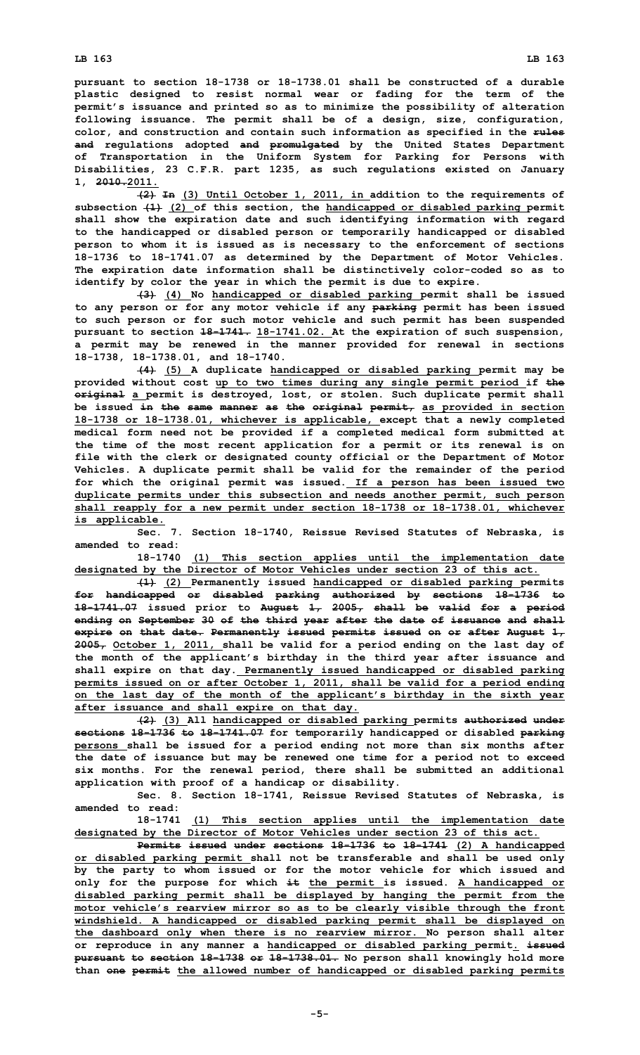pursuant to section 18-1738 or 18-1738.01 shall be constructed of a durable plastic designed to resist normal wear or fading for the term of the permit's issuance and printed so as to minimize the possibility of alteration following issuance. The permit shall be of a design, size, configuration, color, and construction and contain such information as specified in the rules and regulations adopted and promulgated by the United States Department of Transportation in the Uniform System for Parking for Persons with Disabilities, 23 C.F.R. part 1235, as such regulations existed on January 1, 2010.2011.

(2) In (3) Until October 1, 2011, in addition to the requirements of subsection (1) (2) of this section, the handicapped or disabled parking permit shall show the expiration date and such identifying information with regard to the handicapped or disabled person or temporarily handicapped or disabled person to whom it is issued as is necessary to the enforcement of sections 18-1736 to 18-1741.07 as determined by the Department of Motor Vehicles. The expiration date information shall be distinctively color-coded so as to identify by color the year in which the permit is due to expire.

(3) (4) No handicapped or disabled parking permit shall be issued to any person or for any motor vehicle if any parking permit has been issued to such person or for such motor vehicle and such permit has been suspended pursuant to section 18-1741. 18-1741.02. At the expiration of such suspension, a permit may be renewed in the manner provided for renewal in sections 18-1738, 18-1738.01, and 18-1740.

(4) (5) A duplicate handicapped or disabled parking permit may be provided without cost up to two times during any single permit period if the original a permit is destroyed, lost, or stolen. Such duplicate permit shall be issued in the same manner as the original permit, as provided in section 18-1738 or 18-1738.01, whichever is applicable, except that a newly completed medical form need not be provided if a completed medical form submitted at the time of the most recent application for a permit or its renewal is on file with the clerk or designated county official or the Department of Motor Vehicles. A duplicate permit shall be valid for the remainder of the period for which the original permit was issued. If a person has been issued two duplicate permits under this subsection and needs another permit, such person shall reapply for a new permit under section 18-1738 or 18-1738.01, whichever is applicable.

Sec. 7. Section 18-1740, Reissue Revised Statutes of Nebraska, is amended to read:

18-1740 (1) This section applies until the implementation date designated by the Director of Motor Vehicles under section 23 of this act.

(1) (2) Permanently issued handicapped or disabled parking permits for handicapped or disabled parking authorized by sections 18-1736 to 18-1741.07 issued prior to August 1, 2005, shall be valid for a period ending on September 30 of the third year after the date of issuance and shall expire on that date. Permanently issued permits issued on or after August 1, 2005, October 1, 2011, shall be valid for a period ending on the last day of the month of the applicant's birthday in the third year after issuance and shall expire on that day. Permanently issued handicapped or disabled parking permits issued on or after October 1, 2011, shall be valid for a period ending on the last day of the month of the applicant's birthday in the sixth year after issuance and shall expire on that day.

(2) (3) All handicapped or disabled parking permits authorized under sections 18-1736 to 18-1741.07 for temporarily handicapped or disabled parking persons shall be issued for a period ending not more than six months after the date of issuance but may be renewed one time for a period not to exceed six months. For the renewal period, there shall be submitted an additional application with proof of a handicap or disability.

Sec. 8. Section 18-1741, Reissue Revised Statutes of Nebraska, is amended to read:

18-1741 (1) This section applies until the implementation date designated by the Director of Motor Vehicles under section 23 of this act.

Permits issued under sections 18-1736 to 18-1741 (2) A handicapped or disabled parking permit shall not be transferable and shall be used only by the party to whom issued or for the motor vehicle for which issued and only for the purpose for which it the permit is issued. A handicapped or disabled parking permit shall be displayed by hanging the permit from the motor vehicle's rearview mirror so as to be clearly visible through the front windshield. A handicapped or disabled parking permit shall be displayed on the dashboard only when there is no rearview mirror. No person shall alter or reproduce in any manner a handicapped or disabled parking permit. issued pursuant to section 18-1738 or 18-1738.01. No person shall knowingly hold more than one permit the allowed number of handicapped or disabled parking permits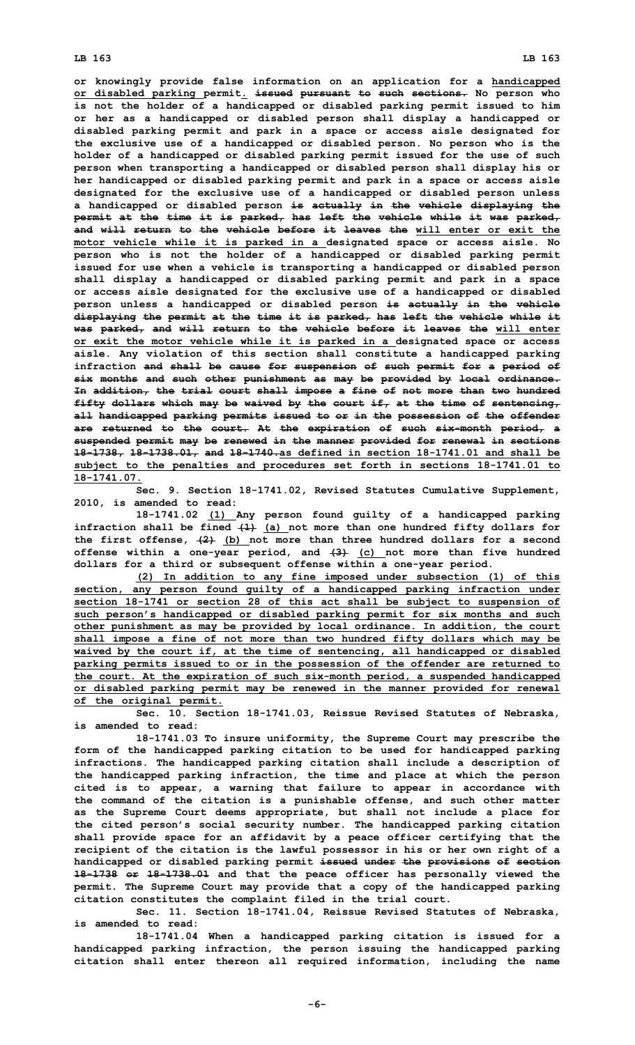or knowingly provide false information on an application for a <u>handicapped or disabled parking permit.</u> ~~issued pursuant to such sections.~~ No person who is not the holder of a handicapped or disabled parking permit issued to him or her as a handicapped or disabled person shall display a handicapped or disabled parking permit and park in a space or access aisle designated for the exclusive use of a handicapped or disabled person. No person who is the holder of a handicapped or disabled parking permit issued for the use of such person when transporting a handicapped or disabled person shall display his or her handicapped or disabled parking permit and park in a space or access aisle designated for the exclusive use of a handicapped or disabled person unless a handicapped or disabled person ~~is actually in the vehicle displaying the permit at the time it is parked, has left the vehicle while it was parked, and will return to the vehicle before it leaves the~~ <u>will enter or exit the motor vehicle while it is parked in a</u> designated space or access aisle. No person who is not the holder of a handicapped or disabled parking permit issued for use when a vehicle is transporting a handicapped or disabled person shall display a handicapped or disabled parking permit and park in a space or access aisle designated for the exclusive use of a handicapped or disabled person unless a handicapped or disabled person ~~is actually in the vehicle displaying the permit at the time it is parked, has left the vehicle while it was parked, and will return to the vehicle before it leaves the~~ <u>will enter or exit the motor vehicle while it is parked in a</u> designated space or access aisle. Any violation of this section shall constitute a handicapped parking infraction ~~and shall be cause for suspension of such permit for a period of six months and such other punishment as may be provided by local ordinance. In addition, the trial court shall impose a fine of not more than two hundred fifty dollars which may be waived by the court if, at the time of sentencing, all handicapped parking permits issued to or in the possession of the offender are returned to the court. At the expiration of such six-month period, a suspended permit may be renewed in the manner provided for renewal in sections 18-1738, 18-1738.01, and 18-1740.~~<u>as defined in section 18-1741.01 and shall be subject to the penalties and procedures set forth in sections 18-1741.01 to 18-1741.07.</u>

Sec. 9. Section 18-1741.02, Revised Statutes Cumulative Supplement, 2010, is amended to read:

18-1741.02 <u>(1)</u> Any person found guilty of a handicapped parking infraction shall be fined ~~(1)~~ <u>(a)</u> not more than one hundred fifty dollars for the first offense, ~~(2)~~ <u>(b)</u> not more than three hundred dollars for a second offense within a one-year period, and ~~(3)~~ <u>(c)</u> not more than five hundred dollars for a third or subsequent offense within a one-year period.

<u>(2) In addition to any fine imposed under subsection (1) of this section, any person found guilty of a handicapped parking infraction under section 18-1741 or section 28 of this act shall be subject to suspension of such person's handicapped or disabled parking permit for six months and such other punishment as may be provided by local ordinance. In addition, the court shall impose a fine of not more than two hundred fifty dollars which may be waived by the court if, at the time of sentencing, all handicapped or disabled parking permits issued to or in the possession of the offender are returned to the court. At the expiration of such six-month period, a suspended handicapped or disabled parking permit may be renewed in the manner provided for renewal of the original permit.</u>

Sec. 10. Section 18-1741.03, Reissue Revised Statutes of Nebraska, is amended to read:

18-1741.03 To insure uniformity, the Supreme Court may prescribe the form of the handicapped parking citation to be used for handicapped parking infractions. The handicapped parking citation shall include a description of the handicapped parking infraction, the time and place at which the person cited is to appear, a warning that failure to appear in accordance with the command of the citation is a punishable offense, and such other matter as the Supreme Court deems appropriate, but shall not include a place for the cited person's social security number. The handicapped parking citation shall provide space for an affidavit by a peace officer certifying that the recipient of the citation is the lawful possessor in his or her own right of a handicapped or disabled parking permit ~~issued under the provisions of section 18-1738 or 18-1738.01~~ and that the peace officer has personally viewed the permit. The Supreme Court may provide that a copy of the handicapped parking citation constitutes the complaint filed in the trial court.

Sec. 11. Section 18-1741.04, Reissue Revised Statutes of Nebraska, is amended to read:

18-1741.04 When a handicapped parking citation is issued for a handicapped parking infraction, the person issuing the handicapped parking citation shall enter thereon all required information, including the name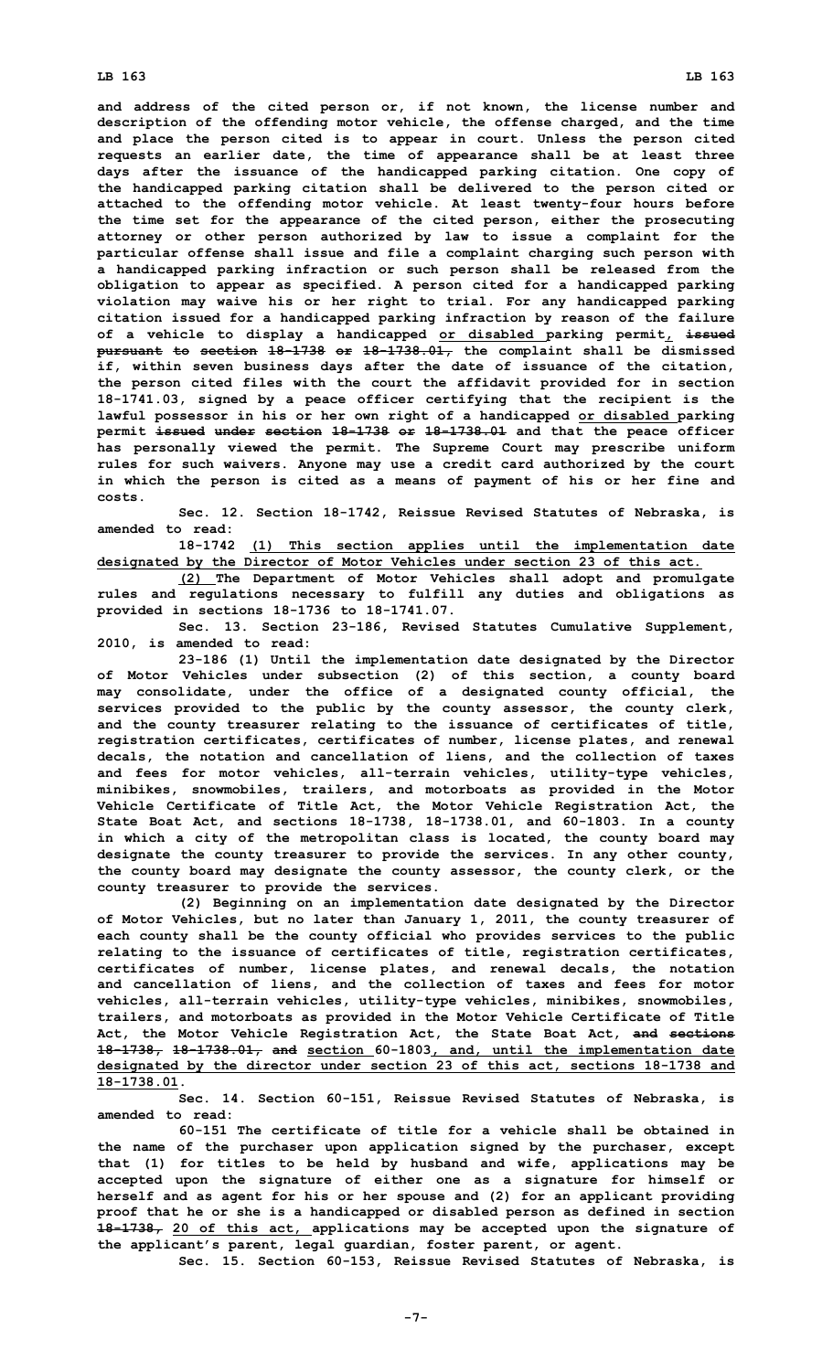and address of the cited person or, if not known, the license number and description of the offending motor vehicle, the offense charged, and the time and place the person cited is to appear in court. Unless the person cited requests an earlier date, the time of appearance shall be at least three days after the issuance of the handicapped parking citation. One copy of the handicapped parking citation shall be delivered to the person cited or attached to the offending motor vehicle. At least twenty-four hours before the time set for the appearance of the cited person, either the prosecuting attorney or other person authorized by law to issue a complaint for the particular offense shall issue and file a complaint charging such person with a handicapped parking infraction or such person shall be released from the obligation to appear as specified. A person cited for a handicapped parking violation may waive his or her right to trial. For any handicapped parking citation issued for a handicapped parking infraction by reason of the failure of a vehicle to display a handicapped or disabled parking permit, ~~issued pursuant to section 18-1738 or 18-1738.01,~~ the complaint shall be dismissed if, within seven business days after the date of issuance of the citation, the person cited files with the court the affidavit provided for in section 18-1741.03, signed by a peace officer certifying that the recipient is the lawful possessor in his or her own right of a handicapped or disabled parking permit ~~issued under section 18-1738 or 18-1738.01~~ and that the peace officer has personally viewed the permit. The Supreme Court may prescribe uniform rules for such waivers. Anyone may use a credit card authorized by the court in which the person is cited as a means of payment of his or her fine and costs.

Sec. 12. Section 18-1742, Reissue Revised Statutes of Nebraska, is amended to read:

18-1742 (1) This section applies until the implementation date designated by the Director of Motor Vehicles under section 23 of this act.

(2) The Department of Motor Vehicles shall adopt and promulgate rules and regulations necessary to fulfill any duties and obligations as provided in sections 18-1736 to 18-1741.07.

Sec. 13. Section 23-186, Revised Statutes Cumulative Supplement, 2010, is amended to read:

23-186 (1) Until the implementation date designated by the Director of Motor Vehicles under subsection (2) of this section, a county board may consolidate, under the office of a designated county official, the services provided to the public by the county assessor, the county clerk, and the county treasurer relating to the issuance of certificates of title, registration certificates, certificates of number, license plates, and renewal decals, the notation and cancellation of liens, and the collection of taxes and fees for motor vehicles, all-terrain vehicles, utility-type vehicles, minibikes, snowmobiles, trailers, and motorboats as provided in the Motor Vehicle Certificate of Title Act, the Motor Vehicle Registration Act, the State Boat Act, and sections 18-1738, 18-1738.01, and 60-1803. In a county in which a city of the metropolitan class is located, the county board may designate the county treasurer to provide the services. In any other county, the county board may designate the county assessor, the county clerk, or the county treasurer to provide the services.

(2) Beginning on an implementation date designated by the Director of Motor Vehicles, but no later than January 1, 2011, the county treasurer of each county shall be the county official who provides services to the public relating to the issuance of certificates of title, registration certificates, certificates of number, license plates, and renewal decals, the notation and cancellation of liens, and the collection of taxes and fees for motor vehicles, all-terrain vehicles, utility-type vehicles, minibikes, snowmobiles, trailers, and motorboats as provided in the Motor Vehicle Certificate of Title Act, the Motor Vehicle Registration Act, the State Boat Act, ~~and sections 18-1738, 18-1738.01, and~~ section 60-1803, and, until the implementation date designated by the director under section 23 of this act, sections 18-1738 and 18-1738.01.

Sec. 14. Section 60-151, Reissue Revised Statutes of Nebraska, is amended to read:

60-151 The certificate of title for a vehicle shall be obtained in the name of the purchaser upon application signed by the purchaser, except that (1) for titles to be held by husband and wife, applications may be accepted upon the signature of either one as a signature for himself or herself and as agent for his or her spouse and (2) for an applicant providing proof that he or she is a handicapped or disabled person as defined in section ~~18-1738,~~ 20 of this act, applications may be accepted upon the signature of the applicant's parent, legal guardian, foster parent, or agent.

Sec. 15. Section 60-153, Reissue Revised Statutes of Nebraska, is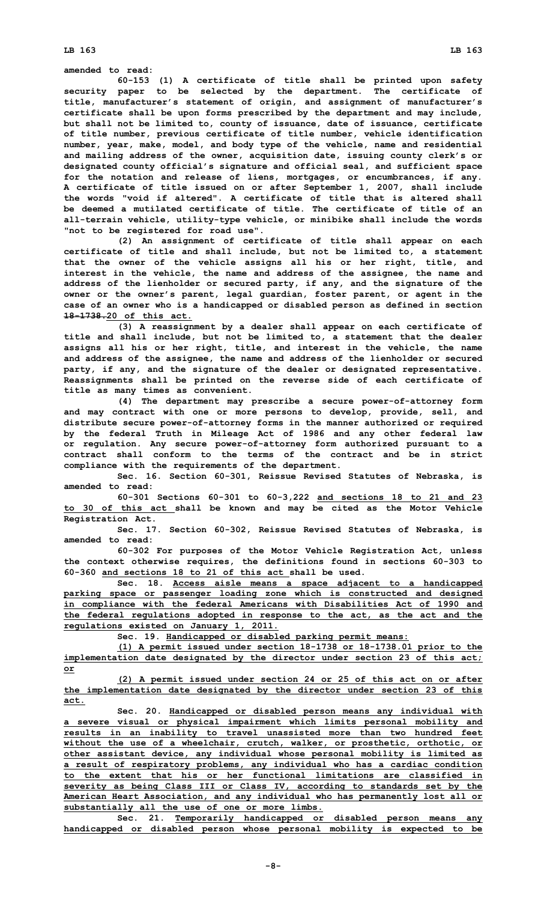amended to read:

60-153 (1) A certificate of title shall be printed upon safety security paper to be selected by the department. The certificate of title, manufacturer's statement of origin, and assignment of manufacturer's certificate shall be upon forms prescribed by the department and may include, but shall not be limited to, county of issuance, date of issuance, certificate of title number, previous certificate of title number, vehicle identification number, year, make, model, and body type of the vehicle, name and residential and mailing address of the owner, acquisition date, issuing county clerk's or designated county official's signature and official seal, and sufficient space for the notation and release of liens, mortgages, or encumbrances, if any. A certificate of title issued on or after September 1, 2007, shall include the words "void if altered". A certificate of title that is altered shall be deemed a mutilated certificate of title. The certificate of title of an all-terrain vehicle, utility-type vehicle, or minibike shall include the words "not to be registered for road use".

(2) An assignment of certificate of title shall appear on each certificate of title and shall include, but not be limited to, a statement that the owner of the vehicle assigns all his or her right, title, and interest in the vehicle, the name and address of the assignee, the name and address of the lienholder or secured party, if any, and the signature of the owner or the owner's parent, legal guardian, foster parent, or agent in the case of an owner who is a handicapped or disabled person as defined in section ~~18-1738.~~ <u>20 of this act.</u>

(3) A reassignment by a dealer shall appear on each certificate of title and shall include, but not be limited to, a statement that the dealer assigns all his or her right, title, and interest in the vehicle, the name and address of the assignee, the name and address of the lienholder or secured party, if any, and the signature of the dealer or designated representative. Reassignments shall be printed on the reverse side of each certificate of title as many times as convenient.

(4) The department may prescribe a secure power-of-attorney form and may contract with one or more persons to develop, provide, sell, and distribute secure power-of-attorney forms in the manner authorized or required by the federal Truth in Mileage Act of 1986 and any other federal law or regulation. Any secure power-of-attorney form authorized pursuant to a contract shall conform to the terms of the contract and be in strict compliance with the requirements of the department.

Sec. 16. Section 60-301, Reissue Revised Statutes of Nebraska, is amended to read:

60-301 Sections 60-301 to 60-3,222 <u>and sections 18 to 21 and 23 to 30 of this act</u> shall be known and may be cited as the Motor Vehicle Registration Act.

Sec. 17. Section 60-302, Reissue Revised Statutes of Nebraska, is amended to read:

60-302 For purposes of the Motor Vehicle Registration Act, unless the context otherwise requires, the definitions found in sections 60-303 to 60-360 <u>and sections 18 to 21 of this act</u> shall be used.

Sec. 18. <u>Access aisle means a space adjacent to a handicapped parking space or passenger loading zone which is constructed and designed in compliance with the federal Americans with Disabilities Act of 1990 and the federal regulations adopted in response to the act, as the act and the regulations existed on January 1, 2011.</u>

Sec. 19. <u>Handicapped or disabled parking permit means:</u>

<u>(1) A permit issued under section 18-1738 or 18-1738.01 prior to the implementation date designated by the director under section 23 of this act; or</u>

<u>(2) A permit issued under section 24 or 25 of this act on or after the implementation date designated by the director under section 23 of this act.</u>

Sec. 20. <u>Handicapped or disabled person means any individual with a severe visual or physical impairment which limits personal mobility and results in an inability to travel unassisted more than two hundred feet without the use of a wheelchair, crutch, walker, or prosthetic, orthotic, or other assistant device, any individual whose personal mobility is limited as a result of respiratory problems, any individual who has a cardiac condition to the extent that his or her functional limitations are classified in severity as being Class III or Class IV, according to standards set by the American Heart Association, and any individual who has permanently lost all or substantially all the use of one or more limbs.</u>

Sec. 21. <u>Temporarily handicapped or disabled person means any handicapped or disabled person whose personal mobility is expected to be</u>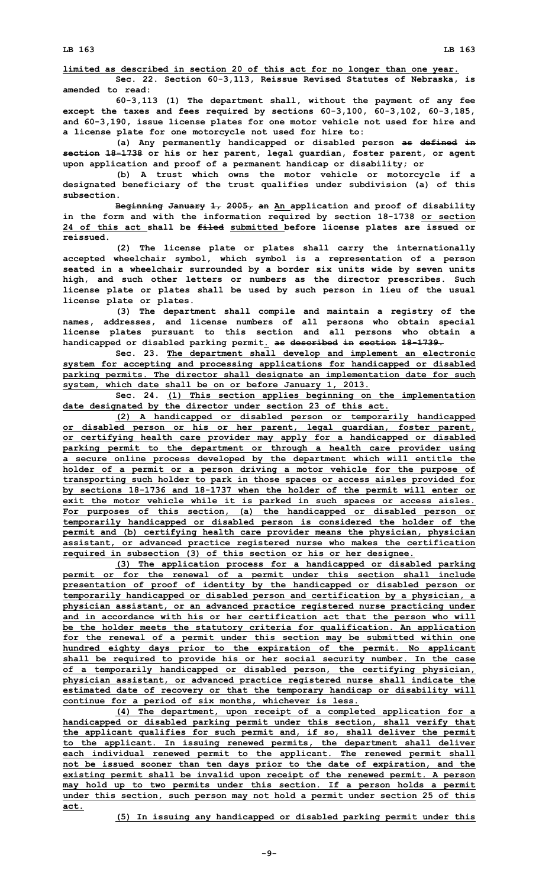limited as described in section 20 of this act for no longer than one year.

Sec. 22. Section 60-3,113, Reissue Revised Statutes of Nebraska, is amended to read:

60-3,113 (1) The department shall, without the payment of any fee except the taxes and fees required by sections 60-3,100, 60-3,102, 60-3,185, and 60-3,190, issue license plates for one motor vehicle not used for hire and a license plate for one motorcycle not used for hire to:

(a) Any permanently handicapped or disabled person ~~as defined in section 18-1738~~ or his or her parent, legal guardian, foster parent, or agent upon application and proof of a permanent handicap or disability; or

(b) A trust which owns the motor vehicle or motorcycle if a designated beneficiary of the trust qualifies under subdivision (a) of this subsection.

~~Beginning January 1, 2005, an~~ An application and proof of disability in the form and with the information required by section 18-1738 or section 24 of this act shall be ~~filed~~ submitted before license plates are issued or reissued.

(2) The license plate or plates shall carry the internationally accepted wheelchair symbol, which symbol is a representation of a person seated in a wheelchair surrounded by a border six units wide by seven units high, and such other letters or numbers as the director prescribes. Such license plate or plates shall be used by such person in lieu of the usual license plate or plates.

(3) The department shall compile and maintain a registry of the names, addresses, and license numbers of all persons who obtain special license plates pursuant to this section and all persons who obtain a handicapped or disabled parking permit. ~~as described in section 18-1739.~~

Sec. 23. The department shall develop and implement an electronic system for accepting and processing applications for handicapped or disabled parking permits. The director shall designate an implementation date for such system, which date shall be on or before January 1, 2013.

Sec. 24. (1) This section applies beginning on the implementation date designated by the director under section 23 of this act.

(2) A handicapped or disabled person or temporarily handicapped or disabled person or his or her parent, legal guardian, foster parent, or certifying health care provider may apply for a handicapped or disabled parking permit to the department or through a health care provider using a secure online process developed by the department which will entitle the holder of a permit or a person driving a motor vehicle for the purpose of transporting such holder to park in those spaces or access aisles provided for by sections 18-1736 and 18-1737 when the holder of the permit will enter or exit the motor vehicle while it is parked in such spaces or access aisles. For purposes of this section, (a) the handicapped or disabled person or temporarily handicapped or disabled person is considered the holder of the permit and (b) certifying health care provider means the physician, physician assistant, or advanced practice registered nurse who makes the certification required in subsection (3) of this section or his or her designee.

(3) The application process for a handicapped or disabled parking permit or for the renewal of a permit under this section shall include presentation of proof of identity by the handicapped or disabled person or temporarily handicapped or disabled person and certification by a physician, a physician assistant, or an advanced practice registered nurse practicing under and in accordance with his or her certification act that the person who will be the holder meets the statutory criteria for qualification. An application for the renewal of a permit under this section may be submitted within one hundred eighty days prior to the expiration of the permit. No applicant shall be required to provide his or her social security number. In the case of a temporarily handicapped or disabled person, the certifying physician, physician assistant, or advanced practice registered nurse shall indicate the estimated date of recovery or that the temporary handicap or disability will continue for a period of six months, whichever is less.

(4) The department, upon receipt of a completed application for a handicapped or disabled parking permit under this section, shall verify that the applicant qualifies for such permit and, if so, shall deliver the permit to the applicant. In issuing renewed permits, the department shall deliver each individual renewed permit to the applicant. The renewed permit shall not be issued sooner than ten days prior to the date of expiration, and the existing permit shall be invalid upon receipt of the renewed permit. A person may hold up to two permits under this section. If a person holds a permit under this section, such person may not hold a permit under section 25 of this act.

(5) In issuing any handicapped or disabled parking permit under this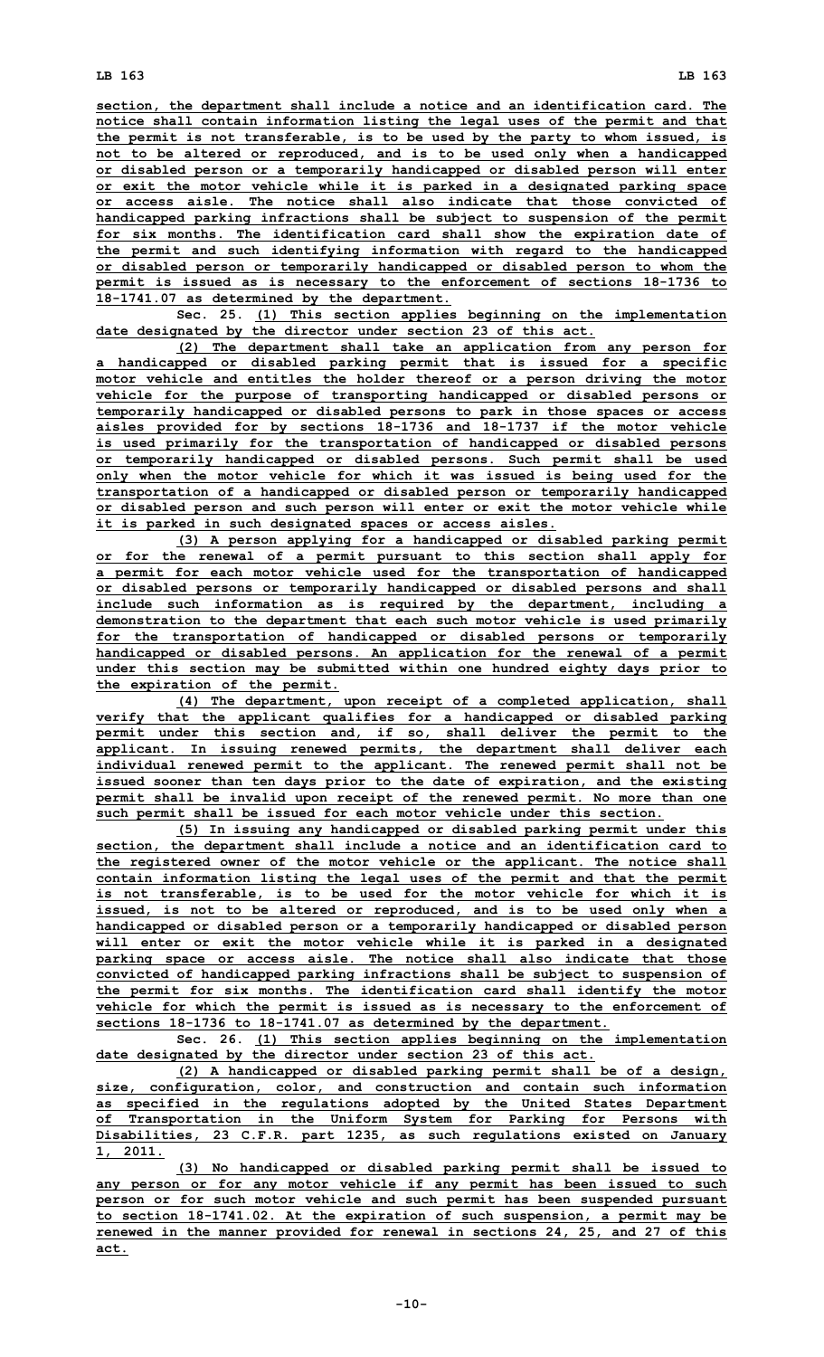**section, the department shall include a notice and an identification card. The notice shall contain information listing the legal uses of the permit and that the permit is not transferable, is to be used by the party to whom issued, is not to be altered or reproduced, and is to be used only when a handicapped or disabled person or a temporarily handicapped or disabled person will enter or exit the motor vehicle while it is parked in a designated parking space or access aisle. The notice shall also indicate that those convicted of handicapped parking infractions shall be subject to suspension of the permit for six months. The identification card shall show the expiration date of the permit and such identifying information with regard to the handicapped or disabled person or temporarily handicapped or disabled person to whom the permit is issued as is necessary to the enforcement of sections 18-1736 to 18-1741.07 as determined by the department.**

Sec. 25. **(1) This section applies beginning on the implementation date designated by the director under section 23 of this act.**

**(2) The department shall take an application from any person for a handicapped or disabled parking permit that is issued for a specific motor vehicle and entitles the holder thereof or a person driving the motor vehicle for the purpose of transporting handicapped or disabled persons or temporarily handicapped or disabled persons to park in those spaces or access aisles provided for by sections 18-1736 and 18-1737 if the motor vehicle is used primarily for the transportation of handicapped or disabled persons or temporarily handicapped or disabled persons. Such permit shall be used only when the motor vehicle for which it was issued is being used for the transportation of a handicapped or disabled person or temporarily handicapped or disabled person and such person will enter or exit the motor vehicle while it is parked in such designated spaces or access aisles.**

**(3) A person applying for a handicapped or disabled parking permit or for the renewal of a permit pursuant to this section shall apply for a permit for each motor vehicle used for the transportation of handicapped or disabled persons or temporarily handicapped or disabled persons and shall include such information as is required by the department, including a demonstration to the department that each such motor vehicle is used primarily for the transportation of handicapped or disabled persons or temporarily handicapped or disabled persons. An application for the renewal of a permit under this section may be submitted within one hundred eighty days prior to the expiration of the permit.**

**(4) The department, upon receipt of a completed application, shall verify that the applicant qualifies for a handicapped or disabled parking permit under this section and, if so, shall deliver the permit to the applicant. In issuing renewed permits, the department shall deliver each individual renewed permit to the applicant. The renewed permit shall not be issued sooner than ten days prior to the date of expiration, and the existing permit shall be invalid upon receipt of the renewed permit. No more than one such permit shall be issued for each motor vehicle under this section.**

**(5) In issuing any handicapped or disabled parking permit under this section, the department shall include a notice and an identification card to the registered owner of the motor vehicle or the applicant. The notice shall contain information listing the legal uses of the permit and that the permit is not transferable, is to be used for the motor vehicle for which it is issued, is not to be altered or reproduced, and is to be used only when a handicapped or disabled person or a temporarily handicapped or disabled person will enter or exit the motor vehicle while it is parked in a designated parking space or access aisle. The notice shall also indicate that those convicted of handicapped parking infractions shall be subject to suspension of the permit for six months. The identification card shall identify the motor vehicle for which the permit is issued as is necessary to the enforcement of sections 18-1736 to 18-1741.07 as determined by the department.**

Sec. 26. **(1) This section applies beginning on the implementation date designated by the director under section 23 of this act.**

**(2) A handicapped or disabled parking permit shall be of a design, size, configuration, color, and construction and contain such information as specified in the regulations adopted by the United States Department of Transportation in the Uniform System for Parking for Persons with Disabilities, 23 C.F.R. part 1235, as such regulations existed on January 1, 2011.**

**(3) No handicapped or disabled parking permit shall be issued to any person or for any motor vehicle if any permit has been issued to such person or for such motor vehicle and such permit has been suspended pursuant to section 18-1741.02. At the expiration of such suspension, a permit may be renewed in the manner provided for renewal in sections 24, 25, and 27 of this act.**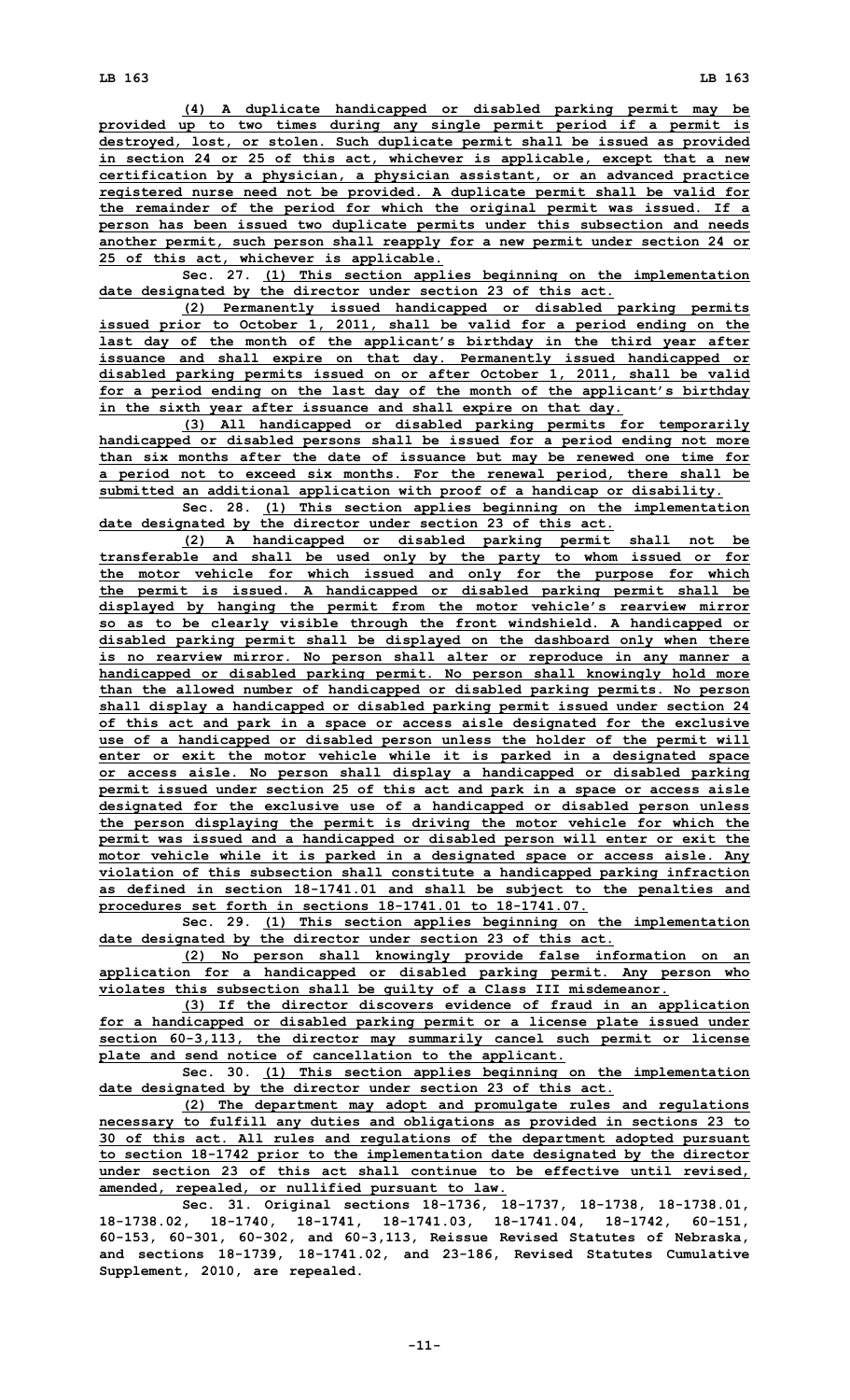(4) A duplicate handicapped or disabled parking permit may be provided up to two times during any single permit period if a permit is destroyed, lost, or stolen. Such duplicate permit shall be issued as provided in section 24 or 25 of this act, whichever is applicable, except that a new certification by a physician, a physician assistant, or an advanced practice registered nurse need not be provided. A duplicate permit shall be valid for the remainder of the period for which the original permit was issued. If a person has been issued two duplicate permits under this subsection and needs another permit, such person shall reapply for a new permit under section 24 or 25 of this act, whichever is applicable.

Sec. 27. (1) This section applies beginning on the implementation date designated by the director under section 23 of this act.

(2) Permanently issued handicapped or disabled parking permits issued prior to October 1, 2011, shall be valid for a period ending on the last day of the month of the applicant's birthday in the third year after issuance and shall expire on that day. Permanently issued handicapped or disabled parking permits issued on or after October 1, 2011, shall be valid for a period ending on the last day of the month of the applicant's birthday in the sixth year after issuance and shall expire on that day.

(3) All handicapped or disabled parking permits for temporarily handicapped or disabled persons shall be issued for a period ending not more than six months after the date of issuance but may be renewed one time for a period not to exceed six months. For the renewal period, there shall be submitted an additional application with proof of a handicap or disability.

Sec. 28. (1) This section applies beginning on the implementation date designated by the director under section 23 of this act.

(2) A handicapped or disabled parking permit shall not be transferable and shall be used only by the party to whom issued or for the motor vehicle for which issued and only for the purpose for which the permit is issued. A handicapped or disabled parking permit shall be displayed by hanging the permit from the motor vehicle's rearview mirror so as to be clearly visible through the front windshield. A handicapped or disabled parking permit shall be displayed on the dashboard only when there is no rearview mirror. No person shall alter or reproduce in any manner a handicapped or disabled parking permit. No person shall knowingly hold more than the allowed number of handicapped or disabled parking permits. No person shall display a handicapped or disabled parking permit issued under section 24 of this act and park in a space or access aisle designated for the exclusive use of a handicapped or disabled person unless the holder of the permit will enter or exit the motor vehicle while it is parked in a designated space or access aisle. No person shall display a handicapped or disabled parking permit issued under section 25 of this act and park in a space or access aisle designated for the exclusive use of a handicapped or disabled person unless the person displaying the permit is driving the motor vehicle for which the permit was issued and a handicapped or disabled person will enter or exit the motor vehicle while it is parked in a designated space or access aisle. Any violation of this subsection shall constitute a handicapped parking infraction as defined in section 18-1741.01 and shall be subject to the penalties and procedures set forth in sections 18-1741.01 to 18-1741.07.

Sec. 29. (1) This section applies beginning on the implementation date designated by the director under section 23 of this act.

(2) No person shall knowingly provide false information on an application for a handicapped or disabled parking permit. Any person who violates this subsection shall be guilty of a Class III misdemeanor.

(3) If the director discovers evidence of fraud in an application for a handicapped or disabled parking permit or a license plate issued under section 60-3,113, the director may summarily cancel such permit or license plate and send notice of cancellation to the applicant.

Sec. 30. (1) This section applies beginning on the implementation date designated by the director under section 23 of this act.

(2) The department may adopt and promulgate rules and regulations necessary to fulfill any duties and obligations as provided in sections 23 to 30 of this act. All rules and regulations of the department adopted pursuant to section 18-1742 prior to the implementation date designated by the director under section 23 of this act shall continue to be effective until revised, amended, repealed, or nullified pursuant to law.

Sec. 31. Original sections 18-1736, 18-1737, 18-1738, 18-1738.01, 18-1738.02, 18-1740, 18-1741, 18-1741.03, 18-1741.04, 18-1742, 60-151, 60-153, 60-301, 60-302, and 60-3,113, Reissue Revised Statutes of Nebraska, and sections 18-1739, 18-1741.02, and 23-186, Revised Statutes Cumulative Supplement, 2010, are repealed.